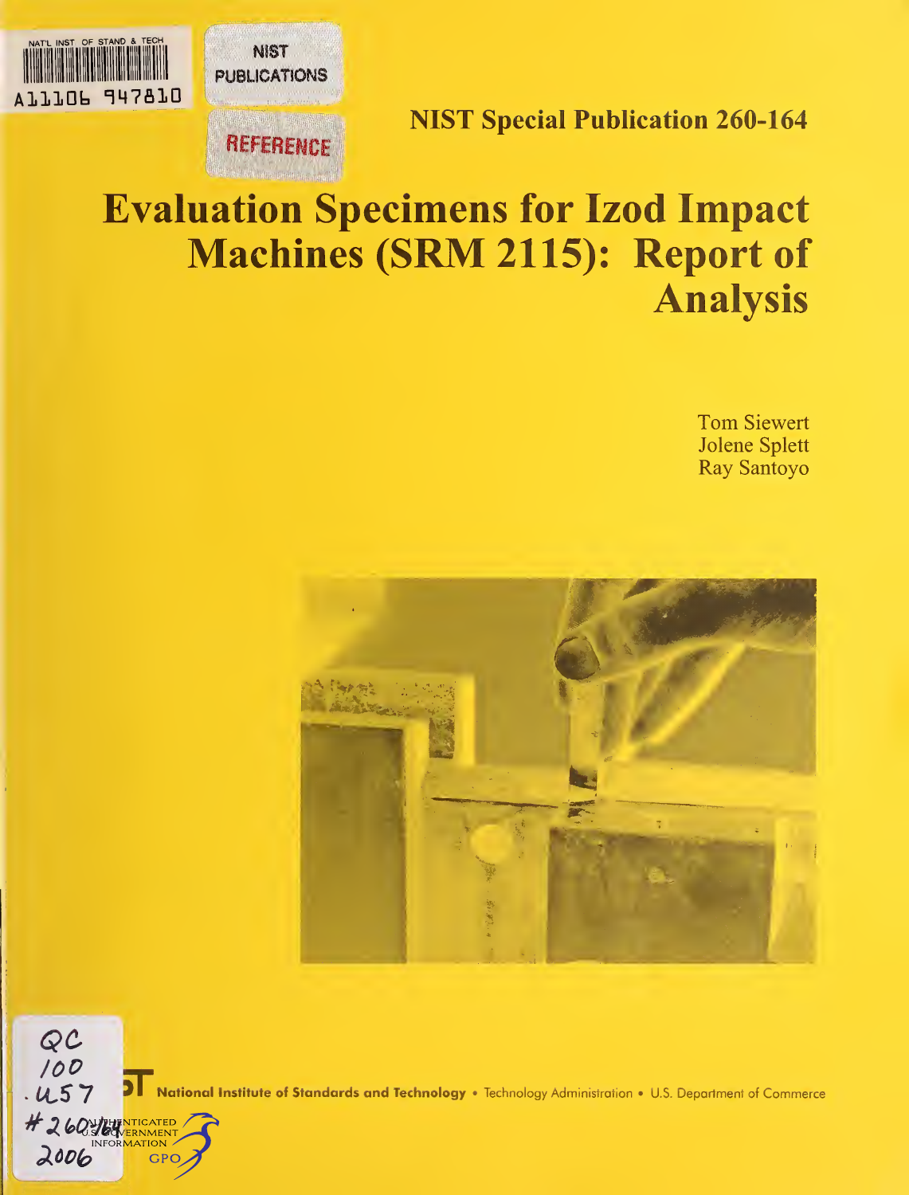NAT'L INST. OF STAND & TECH

A11106 947810

NIST PUBLICATIONS

REFERENCE

NIST Special Publication 260-164

# Evaluation Specimens for Izod Impact Machines (SRM 2115): Report of Analysis

Tom Siewert
Jolene Splett
Ray Santoyo

QC
100
.U57
#260-164
2006

National Institute of Standards and Technology • Technology Administration • U.S. Department of Commerce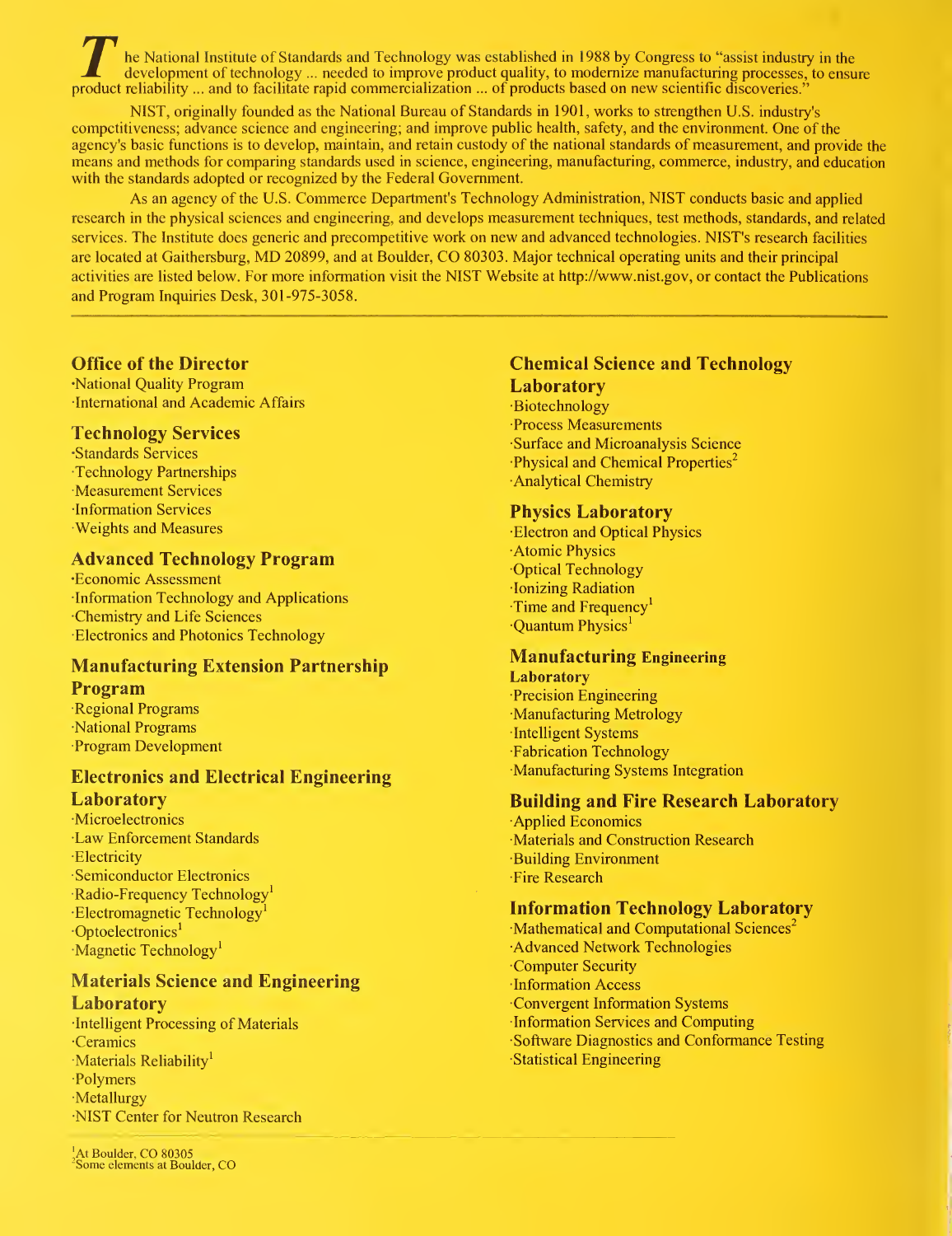The National Institute of Standards and Technology was established in 1988 by Congress to "assist industry in the development of technology ... needed to improve product quality, to modernize manufacturing processes, to ensure product reliability ... and to facilitate rapid commercialization ... of products based on new scientific discoveries."

NIST, originally founded as the National Bureau of Standards in 1901, works to strengthen U.S. industry's competitiveness; advance science and engineering; and improve public health, safety, and the environment. One of the agency's basic functions is to develop, maintain, and retain custody of the national standards of measurement, and provide the means and methods for comparing standards used in science, engineering, manufacturing, commerce, industry, and education with the standards adopted or recognized by the Federal Government.

As an agency of the U.S. Commerce Department's Technology Administration, NIST conducts basic and applied research in the physical sciences and engineering, and develops measurement techniques, test methods, standards, and related services. The Institute does generic and precompetitive work on new and advanced technologies. NIST's research facilities are located at Gaithersburg, MD 20899, and at Boulder, CO 80303. Major technical operating units and their principal activities are listed below. For more information visit the NIST Website at http://www.nist.gov, or contact the Publications and Program Inquiries Desk, 301-975-3058.

---

### Office of the Director

- National Quality Program
- International and Academic Affairs

### Technology Services

- Standards Services
- Technology Partnerships
- Measurement Services
- Information Services
- Weights and Measures

### Advanced Technology Program

- Economic Assessment
- Information Technology and Applications
- Chemistry and Life Sciences
- Electronics and Photonics Technology

### Manufacturing Extension Partnership Program

- Regional Programs
- National Programs
- Program Development

### Electronics and Electrical Engineering Laboratory

- Microelectronics
- Law Enforcement Standards
- Electricity
- Semiconductor Electronics
- Radio-Frequency Technology[1]
- Electromagnetic Technology[1]
- Optoelectronics[1]
- Magnetic Technology[1]

### Materials Science and Engineering Laboratory

- Intelligent Processing of Materials
- Ceramics
- Materials Reliability[1]
- Polymers
- Metallurgy
- NIST Center for Neutron Research

### Chemical Science and Technology Laboratory

- Biotechnology
- Process Measurements
- Surface and Microanalysis Science
- Physical and Chemical Properties[2]
- Analytical Chemistry

### Physics Laboratory

- Electron and Optical Physics
- Atomic Physics
- Optical Technology
- Ionizing Radiation
- Time and Frequency[1]
- Quantum Physics[1]

### Manufacturing Engineering Laboratory

- Precision Engineering
- Manufacturing Metrology
- Intelligent Systems
- Fabrication Technology
- Manufacturing Systems Integration

### Building and Fire Research Laboratory

- Applied Economics
- Materials and Construction Research
- Building Environment
- Fire Research

### Information Technology Laboratory

- Mathematical and Computational Sciences[2]
- Advanced Network Technologies
- Computer Security
- Information Access
- Convergent Information Systems
- Information Services and Computing
- Software Diagnostics and Conformance Testing
- Statistical Engineering

---

[1]At Boulder, CO 80305
[2]Some elements at Boulder, CO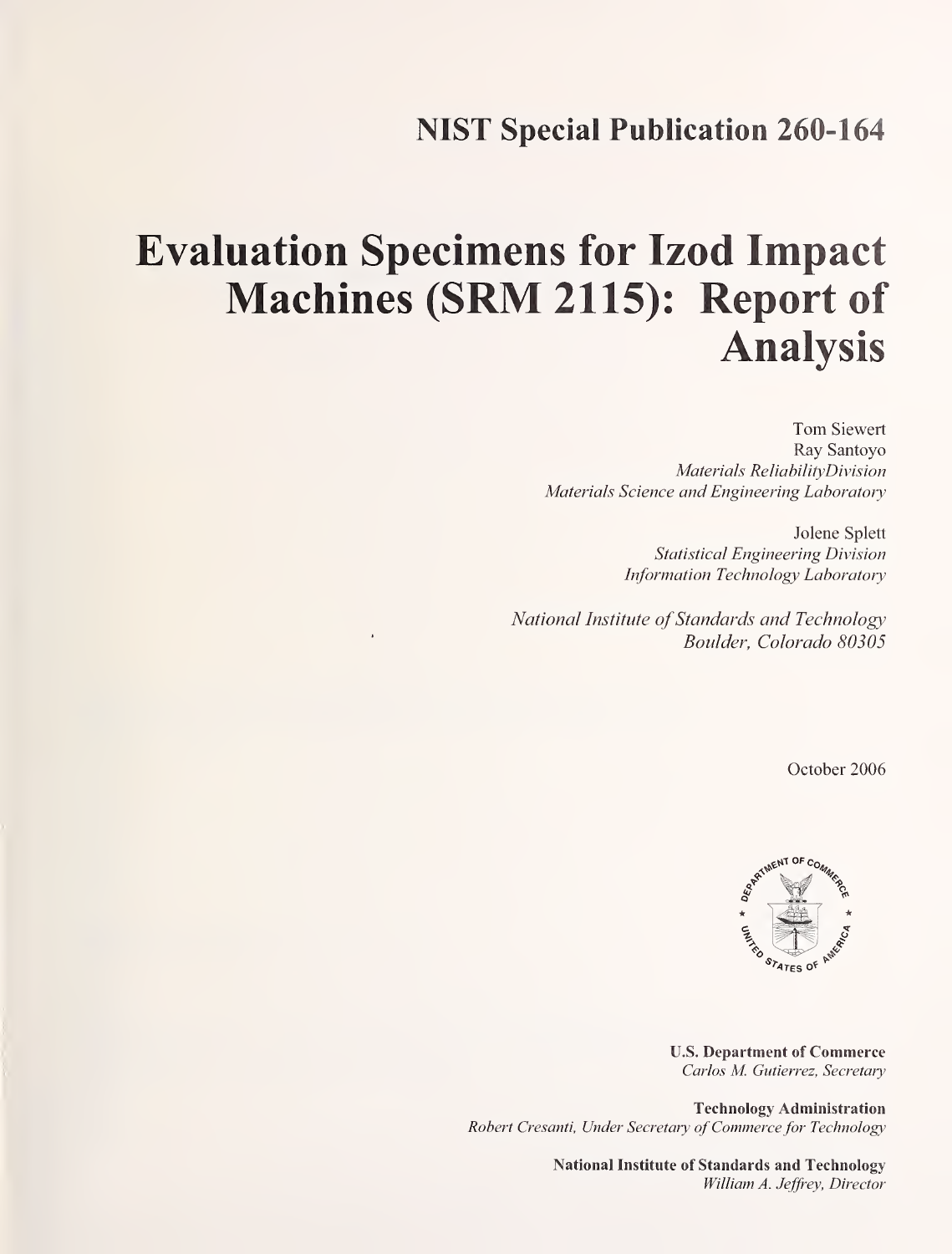# NIST Special Publication 260-164

# Evaluation Specimens for Izod Impact Machines (SRM 2115): Report of Analysis

Tom Siewert
Ray Santoyo
*Materials ReliabilityDivision*
*Materials Science and Engineering Laboratory*

Jolene Splett
*Statistical Engineering Division*
*Information Technology Laboratory*

*National Institute of Standards and Technology*
*Boulder, Colorado 80305*

October 2006

**U.S. Department of Commerce**
*Carlos M. Gutierrez, Secretary*

**Technology Administration**
*Robert Cresanti, Under Secretary of Commerce for Technology*

**National Institute of Standards and Technology**
*William A. Jeffrey, Director*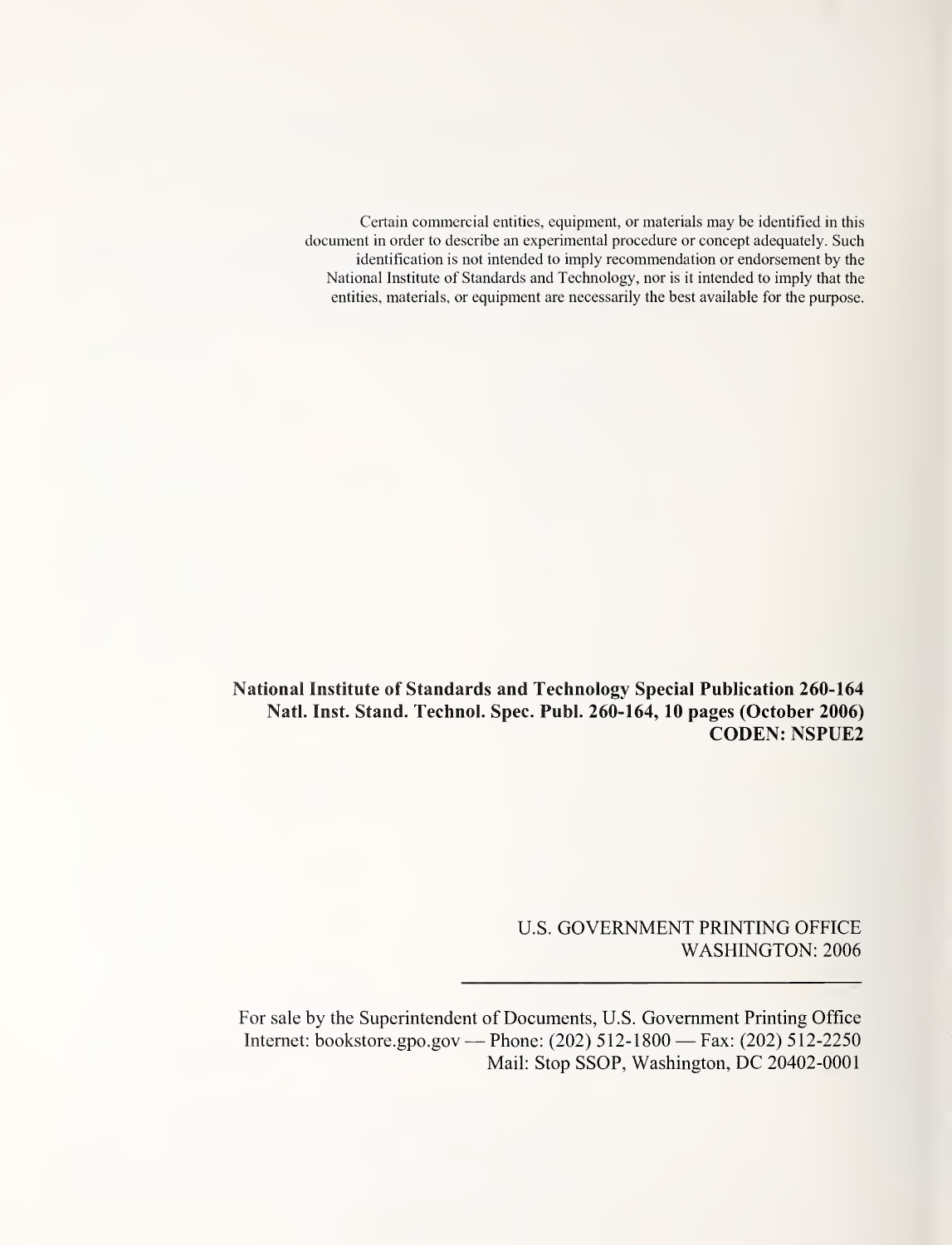Certain commercial entities, equipment, or materials may be identified in this document in order to describe an experimental procedure or concept adequately. Such identification is not intended to imply recommendation or endorsement by the National Institute of Standards and Technology, nor is it intended to imply that the entities, materials, or equipment are necessarily the best available for the purpose.

**National Institute of Standards and Technology Special Publication 260-164**
**Natl. Inst. Stand. Technol. Spec. Publ. 260-164, 10 pages (October 2006)**
**CODEN: NSPUE2**

U.S. GOVERNMENT PRINTING OFFICE
WASHINGTON: 2006

For sale by the Superintendent of Documents, U.S. Government Printing Office
Internet: bookstore.gpo.gov — Phone: (202) 512-1800 — Fax: (202) 512-2250
Mail: Stop SSOP, Washington, DC 20402-0001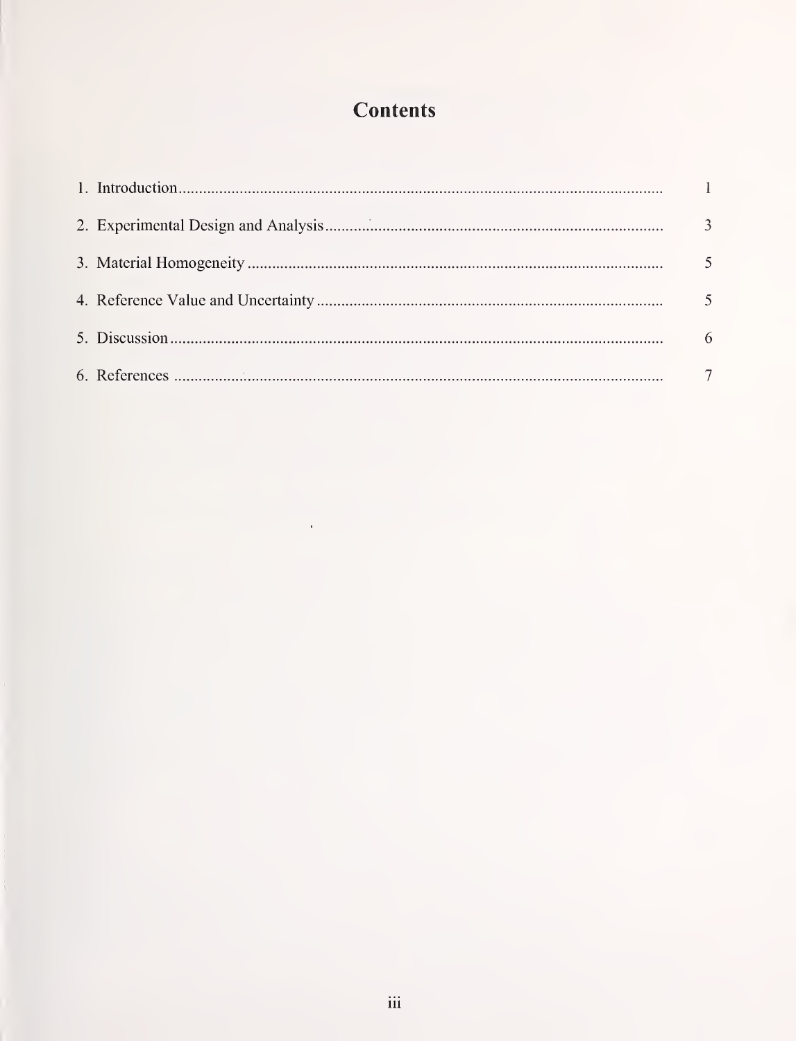# Contents

| | |
|---|---|
| 1. Introduction | 1 |
| 2. Experimental Design and Analysis | 3 |
| 3. Material Homogeneity | 5 |
| 4. Reference Value and Uncertainty | 5 |
| 5. Discussion | 6 |
| 6. References | 7 |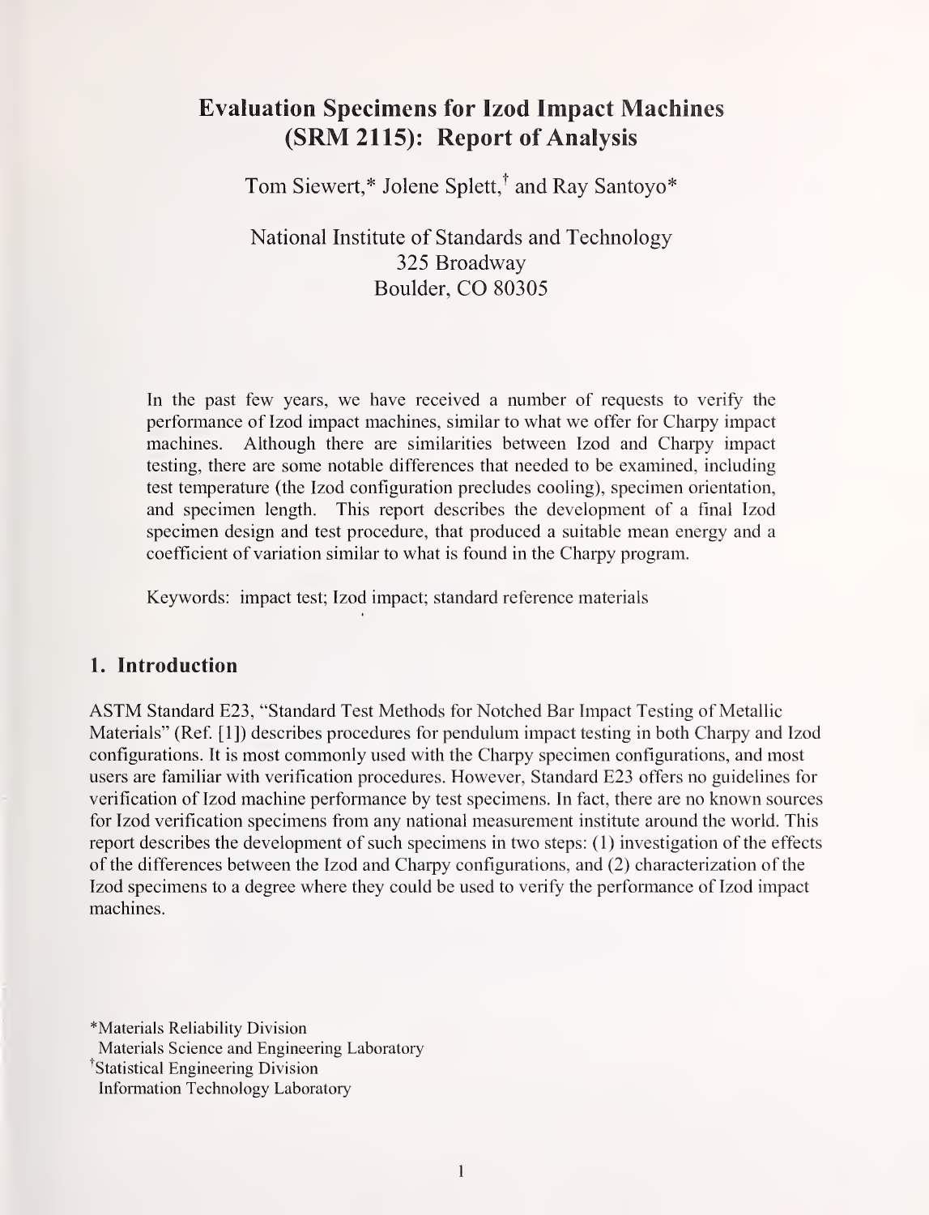# Evaluation Specimens for Izod Impact Machines (SRM 2115): Report of Analysis

Tom Siewert,* Jolene Splett,[†] and Ray Santoyo*

National Institute of Standards and Technology
325 Broadway
Boulder, CO 80305

In the past few years, we have received a number of requests to verify the performance of Izod impact machines, similar to what we offer for Charpy impact machines. Although there are similarities between Izod and Charpy impact testing, there are some notable differences that needed to be examined, including test temperature (the Izod configuration precludes cooling), specimen orientation, and specimen length. This report describes the development of a final Izod specimen design and test procedure, that produced a suitable mean energy and a coefficient of variation similar to what is found in the Charpy program.

Keywords: impact test; Izod impact; standard reference materials

## 1. Introduction

ASTM Standard E23, "Standard Test Methods for Notched Bar Impact Testing of Metallic Materials" (Ref. [1]) describes procedures for pendulum impact testing in both Charpy and Izod configurations. It is most commonly used with the Charpy specimen configurations, and most users are familiar with verification procedures. However, Standard E23 offers no guidelines for verification of Izod machine performance by test specimens. In fact, there are no known sources for Izod verification specimens from any national measurement institute around the world. This report describes the development of such specimens in two steps: (1) investigation of the effects of the differences between the Izod and Charpy configurations, and (2) characterization of the Izod specimens to a degree where they could be used to verify the performance of Izod impact machines.

*Materials Reliability Division
Materials Science and Engineering Laboratory
[†]Statistical Engineering Division
Information Technology Laboratory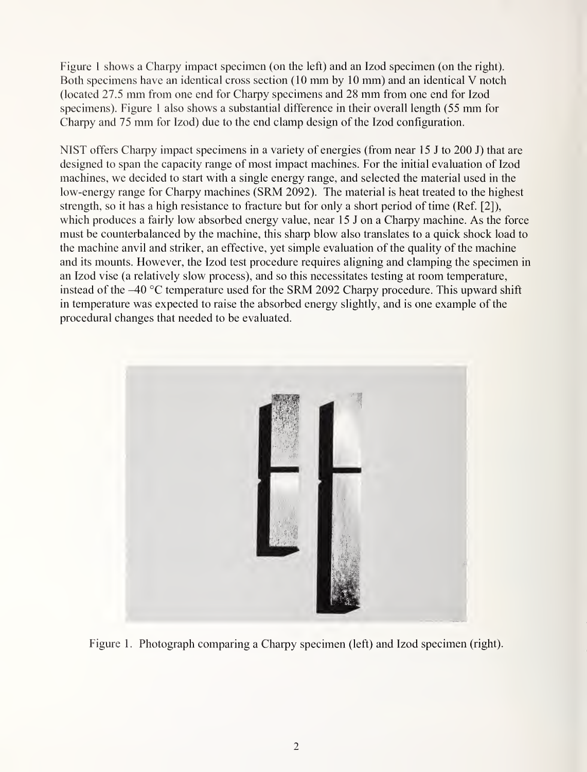Figure 1 shows a Charpy impact specimen (on the left) and an Izod specimen (on the right). Both specimens have an identical cross section (10 mm by 10 mm) and an identical V notch (located 27.5 mm from one end for Charpy specimens and 28 mm from one end for Izod specimens). Figure 1 also shows a substantial difference in their overall length (55 mm for Charpy and 75 mm for Izod) due to the end clamp design of the Izod configuration.

NIST offers Charpy impact specimens in a variety of energies (from near 15 J to 200 J) that are designed to span the capacity range of most impact machines. For the initial evaluation of Izod machines, we decided to start with a single energy range, and selected the material used in the low-energy range for Charpy machines (SRM 2092). The material is heat treated to the highest strength, so it has a high resistance to fracture but for only a short period of time (Ref. [2]), which produces a fairly low absorbed energy value, near 15 J on a Charpy machine. As the force must be counterbalanced by the machine, this sharp blow also translates to a quick shock load to the machine anvil and striker, an effective, yet simple evaluation of the quality of the machine and its mounts. However, the Izod test procedure requires aligning and clamping the specimen in an Izod vise (a relatively slow process), and so this necessitates testing at room temperature, instead of the –40 °C temperature used for the SRM 2092 Charpy procedure. This upward shift in temperature was expected to raise the absorbed energy slightly, and is one example of the procedural changes that needed to be evaluated.

Figure 1. Photograph comparing a Charpy specimen (left) and Izod specimen (right).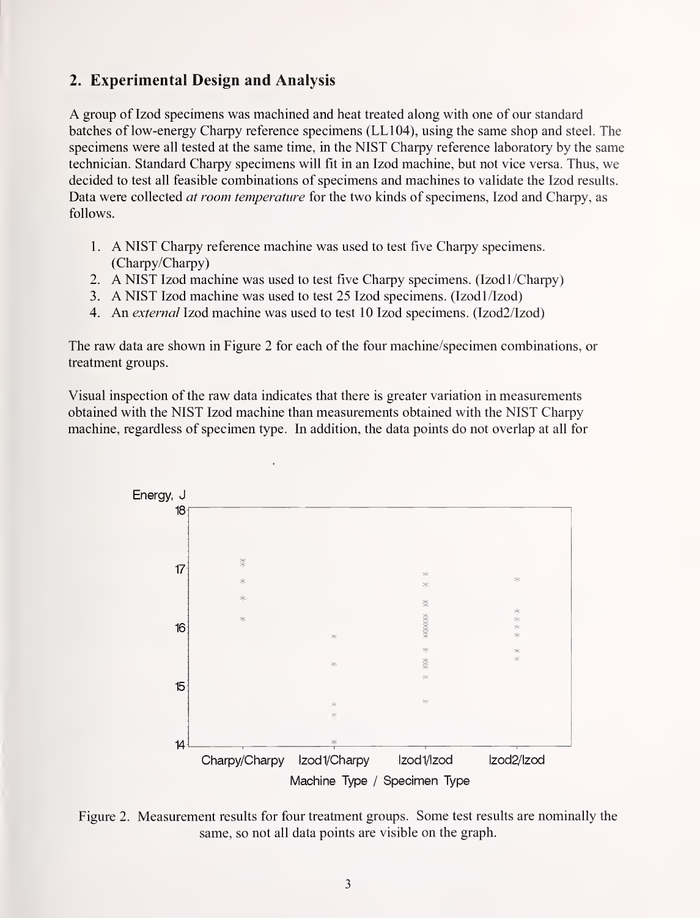## 2. Experimental Design and Analysis

A group of Izod specimens was machined and heat treated along with one of our standard batches of low-energy Charpy reference specimens (LL104), using the same shop and steel. The specimens were all tested at the same time, in the NIST Charpy reference laboratory by the same technician. Standard Charpy specimens will fit in an Izod machine, but not vice versa. Thus, we decided to test all feasible combinations of specimens and machines to validate the Izod results. Data were collected *at room temperature* for the two kinds of specimens, Izod and Charpy, as follows.

1. A NIST Charpy reference machine was used to test five Charpy specimens. (Charpy/Charpy)
2. A NIST Izod machine was used to test five Charpy specimens. (Izod1/Charpy)
3. A NIST Izod machine was used to test 25 Izod specimens. (Izod1/Izod)
4. An *external* Izod machine was used to test 10 Izod specimens. (Izod2/Izod)

The raw data are shown in Figure 2 for each of the four machine/specimen combinations, or treatment groups.

Visual inspection of the raw data indicates that there is greater variation in measurements obtained with the NIST Izod machine than measurements obtained with the NIST Charpy machine, regardless of specimen type. In addition, the data points do not overlap at all for

Figure 2. Measurement results for four treatment groups. Some test results are nominally the same, so not all data points are visible on the graph.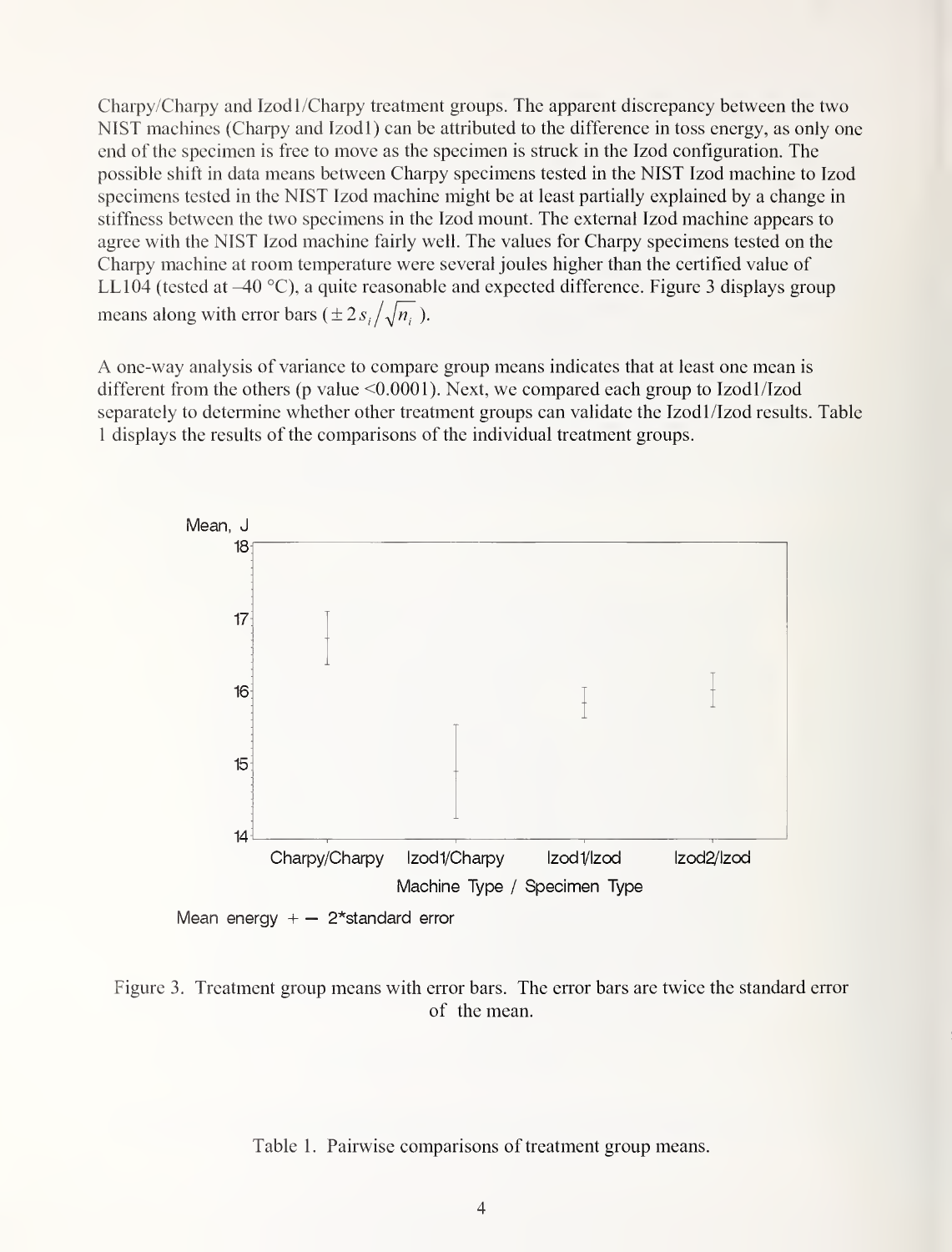Charpy/Charpy and Izod1/Charpy treatment groups. The apparent discrepancy between the two NIST machines (Charpy and Izod1) can be attributed to the difference in toss energy, as only one end of the specimen is free to move as the specimen is struck in the Izod configuration. The possible shift in data means between Charpy specimens tested in the NIST Izod machine to Izod specimens tested in the NIST Izod machine might be at least partially explained by a change in stiffness between the two specimens in the Izod mount. The external Izod machine appears to agree with the NIST Izod machine fairly well. The values for Charpy specimens tested on the Charpy machine at room temperature were several joules higher than the certified value of LL104 (tested at –40 °C), a quite reasonable and expected difference. Figure 3 displays group means along with error bars ($\pm 2 s_i / \sqrt{n_i}$ ).

A one-way analysis of variance to compare group means indicates that at least one mean is different from the others (p value $<0.0001$). Next, we compared each group to Izod1/Izod separately to determine whether other treatment groups can validate the Izod1/Izod results. Table 1 displays the results of the comparisons of the individual treatment groups.

Mean, J

Machine Type / Specimen Type: Charpy/Charpy, Izod1/Charpy, Izod1/Izod, Izod2/Izod

Mean energy +— 2*standard error

Figure 3. Treatment group means with error bars. The error bars are twice the standard error of the mean.

Table 1. Pairwise comparisons of treatment group means.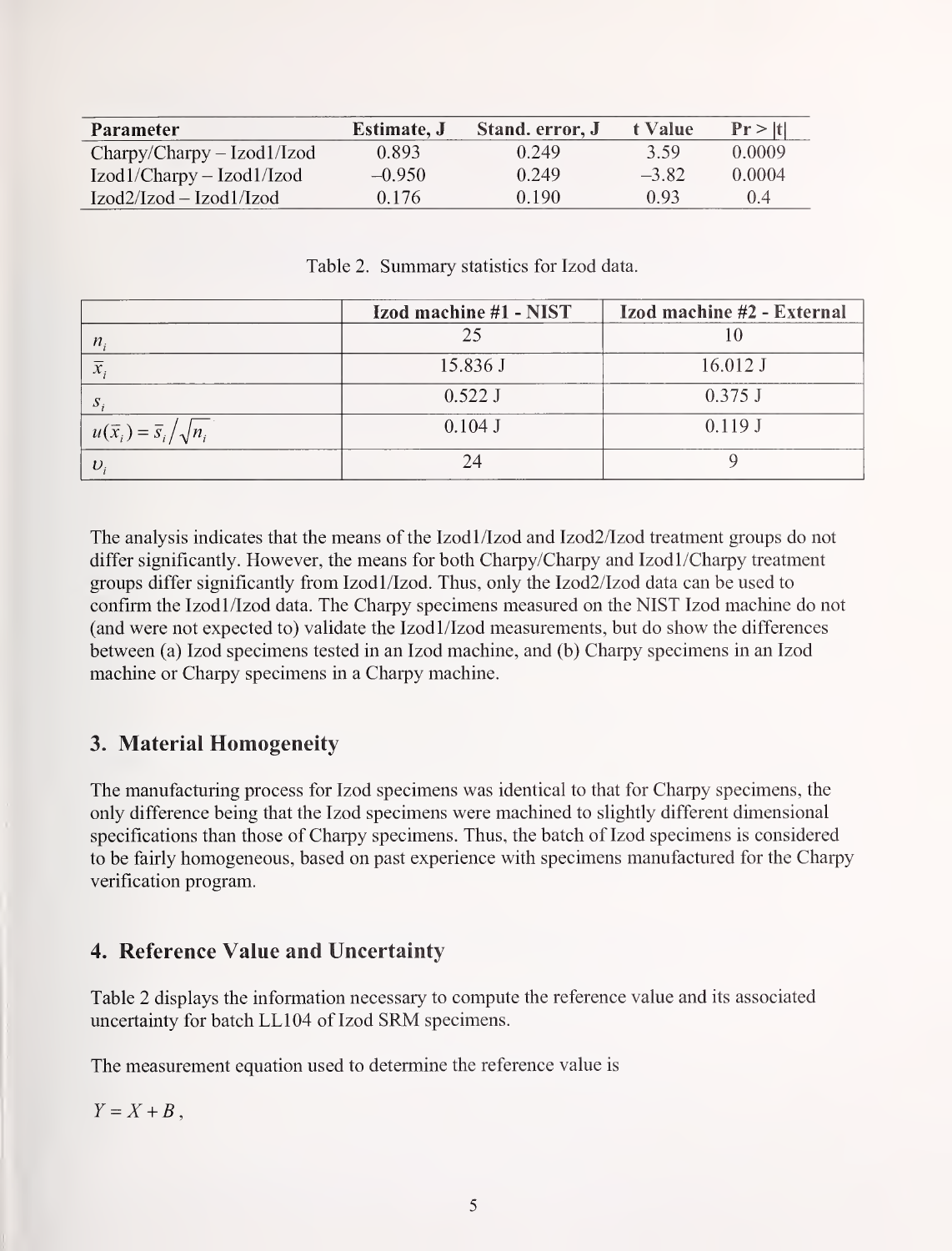| Parameter | Estimate, J | Stand. error, J | t Value | Pr > \|t\| |
|---|---|---|---|---|
| Charpy/Charpy – Izod1/Izod | 0.893 | 0.249 | 3.59 | 0.0009 |
| Izod1/Charpy – Izod1/Izod | −0.950 | 0.249 | −3.82 | 0.0004 |
| Izod2/Izod – Izod1/Izod | 0.176 | 0.190 | 0.93 | 0.4 |

Table 2. Summary statistics for Izod data.

| | Izod machine #1 - NIST | Izod machine #2 - External |
|---|---|---|
| $n_i$ | 25 | 10 |
| $\bar{x}_i$ | 15.836 J | 16.012 J |
| $s_i$ | 0.522 J | 0.375 J |
| $u(\bar{x}_i) = \bar{s}_i / \sqrt{n_i}$ | 0.104 J | 0.119 J |
| $\upsilon_i$ | 24 | 9 |

The analysis indicates that the means of the Izod1/Izod and Izod2/Izod treatment groups do not differ significantly. However, the means for both Charpy/Charpy and Izod1/Charpy treatment groups differ significantly from Izod1/Izod. Thus, only the Izod2/Izod data can be used to confirm the Izod1/Izod data. The Charpy specimens measured on the NIST Izod machine do not (and were not expected to) validate the Izod1/Izod measurements, but do show the differences between (a) Izod specimens tested in an Izod machine, and (b) Charpy specimens in an Izod machine or Charpy specimens in a Charpy machine.

## 3. Material Homogeneity

The manufacturing process for Izod specimens was identical to that for Charpy specimens, the only difference being that the Izod specimens were machined to slightly different dimensional specifications than those of Charpy specimens. Thus, the batch of Izod specimens is considered to be fairly homogeneous, based on past experience with specimens manufactured for the Charpy verification program.

## 4. Reference Value and Uncertainty

Table 2 displays the information necessary to compute the reference value and its associated uncertainty for batch LL104 of Izod SRM specimens.

The measurement equation used to determine the reference value is

$Y = X + B$,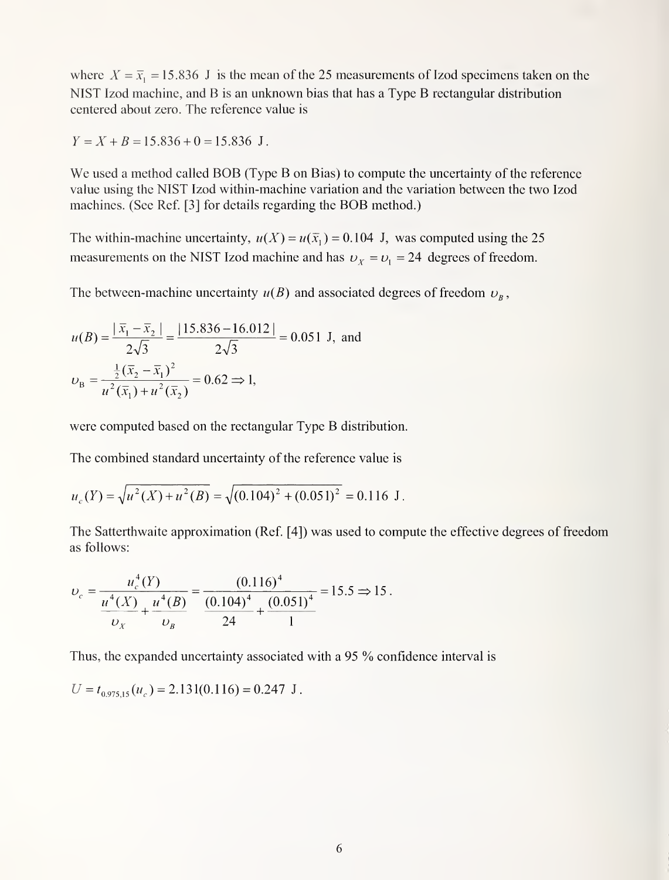where $X = \bar{x}_1 = 15.836$ J is the mean of the 25 measurements of Izod specimens taken on the NIST Izod machine, and B is an unknown bias that has a Type B rectangular distribution centered about zero. The reference value is

$$Y = X + B = 15.836 + 0 = 15.836 \text{ J}.$$

We used a method called BOB (Type B on Bias) to compute the uncertainty of the reference value using the NIST Izod within-machine variation and the variation between the two Izod machines. (See Ref. [3] for details regarding the BOB method.)

The within-machine uncertainty, $u(X) = u(\bar{x}_1) = 0.104$ J, was computed using the 25 measurements on the NIST Izod machine and has $\upsilon_X = \upsilon_1 = 24$ degrees of freedom.

The between-machine uncertainty $u(B)$ and associated degrees of freedom $\upsilon_B$,

$$u(B) = \frac{|\bar{x}_1 - \bar{x}_2|}{2\sqrt{3}} = \frac{|15.836 - 16.012|}{2\sqrt{3}} = 0.051 \text{ J, and}$$

$$\upsilon_B = \frac{\frac{1}{2}(\bar{x}_2 - \bar{x}_1)^2}{u^2(\bar{x}_1) + u^2(\bar{x}_2)} = 0.62 \Rightarrow 1,$$

were computed based on the rectangular Type B distribution.

The combined standard uncertainty of the reference value is

$$u_c(Y) = \sqrt{u^2(X) + u^2(B)} = \sqrt{(0.104)^2 + (0.051)^2} = 0.116 \text{ J}.$$

The Satterthwaite approximation (Ref. [4]) was used to compute the effective degrees of freedom as follows:

$$\upsilon_c = \frac{u_c^4(Y)}{\frac{u^4(X)}{\upsilon_X} + \frac{u^4(B)}{\upsilon_B}} = \frac{(0.116)^4}{\frac{(0.104)^4}{24} + \frac{(0.051)^4}{1}} = 15.5 \Rightarrow 15.$$

Thus, the expanded uncertainty associated with a 95 % confidence interval is

$$U = t_{0.975,15}(u_c) = 2.131(0.116) = 0.247 \text{ J}.$$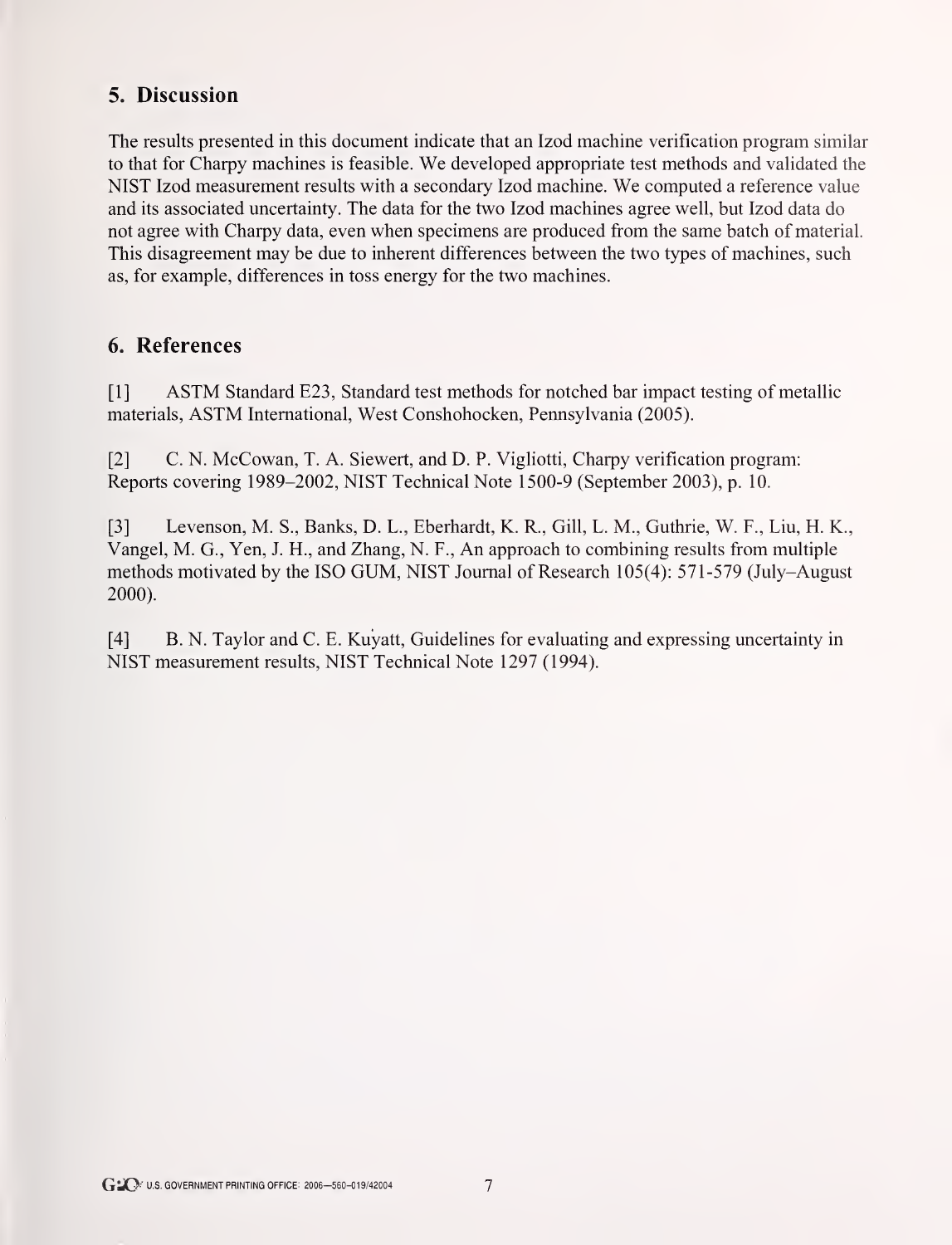## 5. Discussion

The results presented in this document indicate that an Izod machine verification program similar to that for Charpy machines is feasible. We developed appropriate test methods and validated the NIST Izod measurement results with a secondary Izod machine. We computed a reference value and its associated uncertainty. The data for the two Izod machines agree well, but Izod data do not agree with Charpy data, even when specimens are produced from the same batch of material. This disagreement may be due to inherent differences between the two types of machines, such as, for example, differences in toss energy for the two machines.

## 6. References

[1] ASTM Standard E23, Standard test methods for notched bar impact testing of metallic materials, ASTM International, West Conshohocken, Pennsylvania (2005).

[2] C. N. McCowan, T. A. Siewert, and D. P. Vigliotti, Charpy verification program: Reports covering 1989–2002, NIST Technical Note 1500-9 (September 2003), p. 10.

[3] Levenson, M. S., Banks, D. L., Eberhardt, K. R., Gill, L. M., Guthrie, W. F., Liu, H. K., Vangel, M. G., Yen, J. H., and Zhang, N. F., An approach to combining results from multiple methods motivated by the ISO GUM, NIST Journal of Research 105(4): 571-579 (July–August 2000).

[4] B. N. Taylor and C. E. Kuyatt, Guidelines for evaluating and expressing uncertainty in NIST measurement results, NIST Technical Note 1297 (1994).

U.S. GOVERNMENT PRINTING OFFICE: 2006—560-019/42004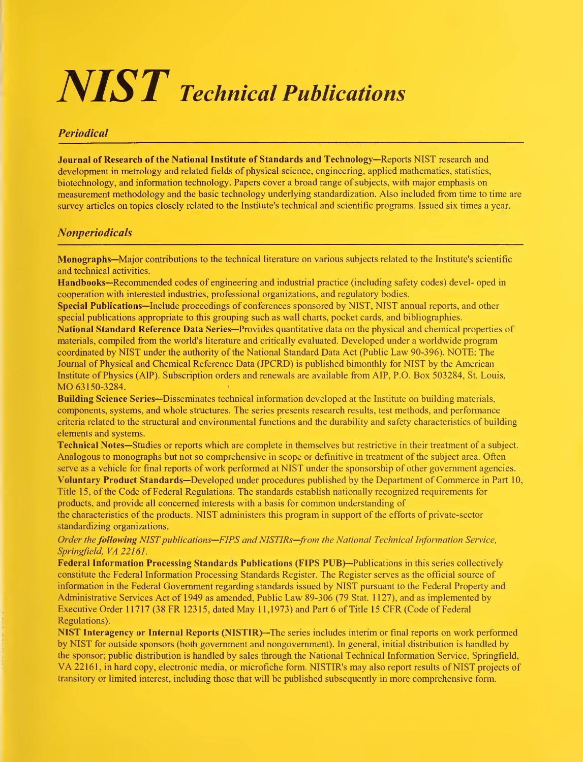# *NIST Technical Publications*

## *Periodical*

**Journal of Research of the National Institute of Standards and Technology**—Reports NIST research and development in metrology and related fields of physical science, engineering, applied mathematics, statistics, biotechnology, and information technology. Papers cover a broad range of subjects, with major emphasis on measurement methodology and the basic technology underlying standardization. Also included from time to time are survey articles on topics closely related to the Institute's technical and scientific programs. Issued six times a year.

## *Nonperiodicals*

**Monographs**—Major contributions to the technical literature on various subjects related to the Institute's scientific and technical activities.

**Handbooks**—Recommended codes of engineering and industrial practice (including safety codes) devel- oped in cooperation with interested industries, professional organizations, and regulatory bodies.

**Special Publications**—Include proceedings of conferences sponsored by NIST, NIST annual reports, and other special publications appropriate to this grouping such as wall charts, pocket cards, and bibliographies.

**National Standard Reference Data Series**—Provides quantitative data on the physical and chemical properties of materials, compiled from the world's literature and critically evaluated. Developed under a worldwide program coordinated by NIST under the authority of the National Standard Data Act (Public Law 90-396). NOTE: The Journal of Physical and Chemical Reference Data (JPCRD) is published bimonthly for NIST by the American Institute of Physics (AIP). Subscription orders and renewals are available from AIP, P.O. Box 503284, St. Louis, MO 63150-3284.

**Building Science Series**—Disseminates technical information developed at the Institute on building materials, components, systems, and whole structures. The series presents research results, test methods, and performance criteria related to the structural and environmental functions and the durability and safety characteristics of building elements and systems.

**Technical Notes**—Studies or reports which are complete in themselves but restrictive in their treatment of a subject. Analogous to monographs but not so comprehensive in scope or definitive in treatment of the subject area. Often serve as a vehicle for final reports of work performed at NIST under the sponsorship of other government agencies.

**Voluntary Product Standards**—Developed under procedures published by the Department of Commerce in Part 10, Title 15, of the Code of Federal Regulations. The standards establish nationally recognized requirements for products, and provide all concerned interests with a basis for common understanding of the characteristics of the products. NIST administers this program in support of the efforts of private-sector standardizing organizations.

*Order the following NIST publications—FIPS and NISTIRs—from the National Technical Information Service, Springfield, VA 22161.*

**Federal Information Processing Standards Publications (FIPS PUB)**—Publications in this series collectively constitute the Federal Information Processing Standards Register. The Register serves as the official source of information in the Federal Government regarding standards issued by NIST pursuant to the Federal Property and Administrative Services Act of 1949 as amended, Public Law 89-306 (79 Stat. 1127), and as implemented by Executive Order 11717 (38 FR 12315, dated May 11,1973) and Part 6 of Title 15 CFR (Code of Federal Regulations).

**NIST Interagency or Internal Reports (NISTIR)**—The series includes interim or final reports on work performed by NIST for outside sponsors (both government and nongovernment). In general, initial distribution is handled by the sponsor; public distribution is handled by sales through the National Technical Information Service, Springfield, VA 22161, in hard copy, electronic media, or microfiche form. NISTIR's may also report results of NIST projects of transitory or limited interest, including those that will be published subsequently in more comprehensive form.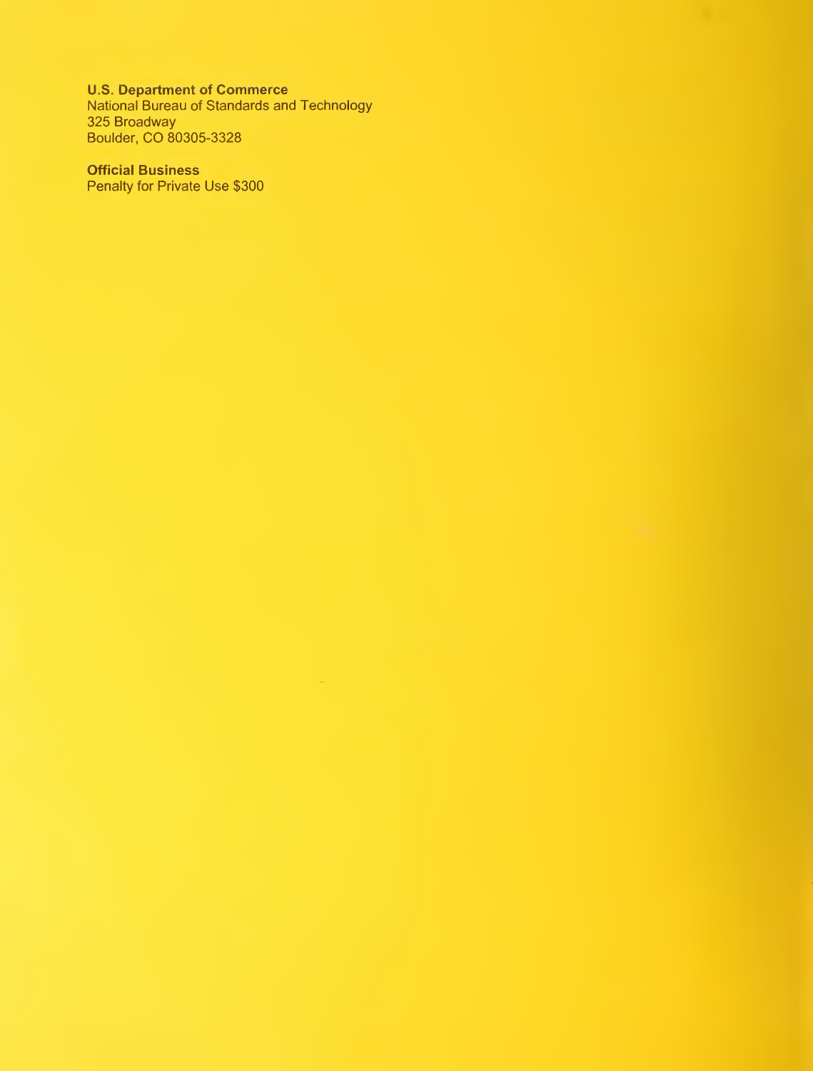**U.S. Department of Commerce**
National Bureau of Standards and Technology
325 Broadway
Boulder, CO 80305-3328

**Official Business**
Penalty for Private Use $300